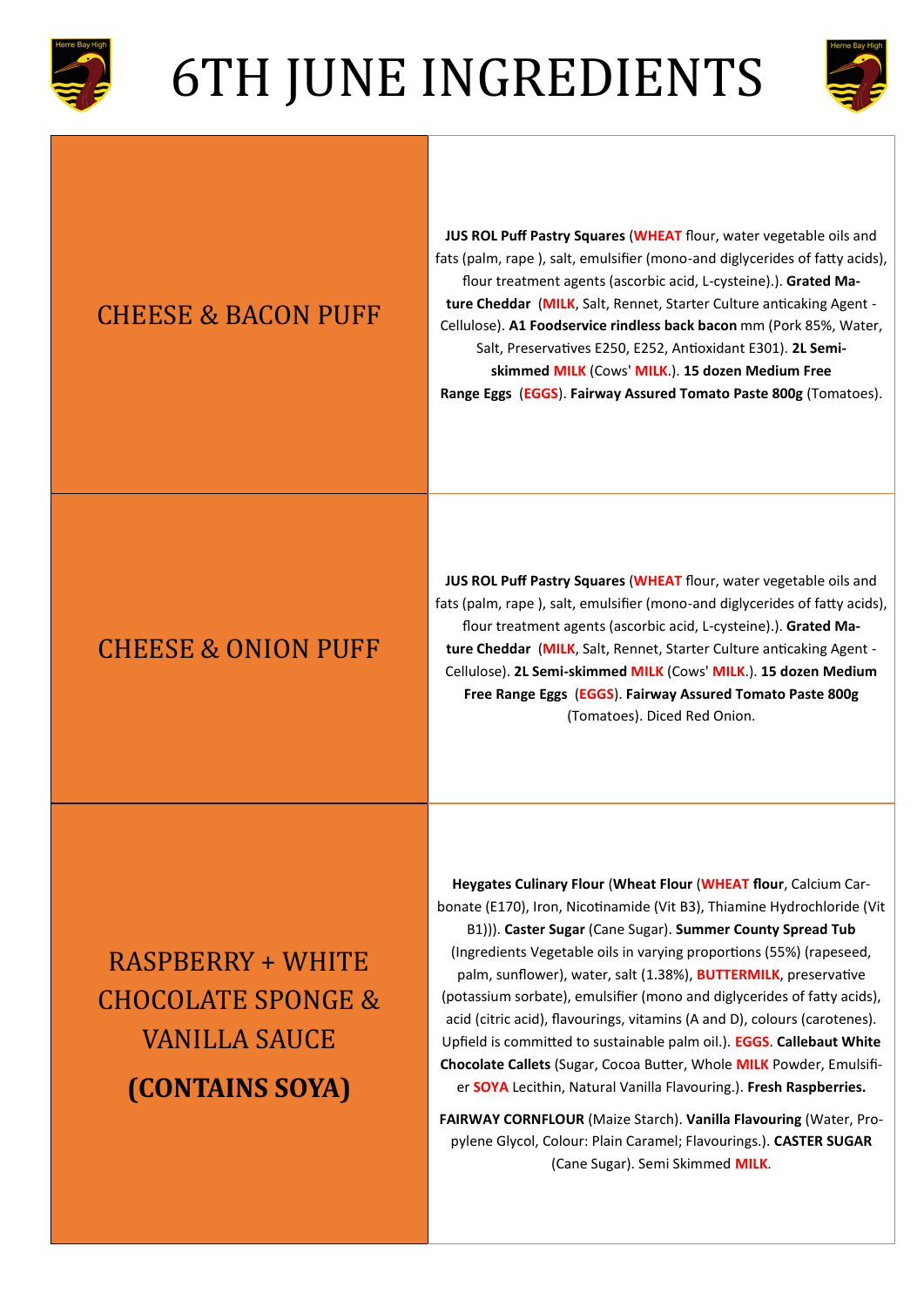# 6TH JUNE INGREDIENTS

| | |
|---|---|
| CHEESE & BACON PUFF | **JUS ROL Puff Pastry Squares** (**WHEAT** flour, water vegetable oils and fats (palm, rape ), salt, emulsifier (mono-and diglycerides of fatty acids), flour treatment agents (ascorbic acid, L-cysteine).). **Grated Mature Cheddar** (**MILK**, Salt, Rennet, Starter Culture anticaking Agent - Cellulose). **A1 Foodservice rindless back bacon** mm (Pork 85%, Water, Salt, Preservatives E250, E252, Antioxidant E301). **2L Semi-skimmed MILK** (Cows' **MILK**.). **15 dozen Medium Free Range Eggs** (**EGGS**). **Fairway Assured Tomato Paste 800g** (Tomatoes). |
| CHEESE & ONION PUFF | **JUS ROL Puff Pastry Squares** (**WHEAT** flour, water vegetable oils and fats (palm, rape ), salt, emulsifier (mono-and diglycerides of fatty acids), flour treatment agents (ascorbic acid, L-cysteine).). **Grated Mature Cheddar** (**MILK**, Salt, Rennet, Starter Culture anticaking Agent - Cellulose). **2L Semi-skimmed MILK** (Cows' **MILK**.). **15 dozen Medium Free Range Eggs** (**EGGS**). **Fairway Assured Tomato Paste 800g** (Tomatoes). Diced Red Onion. |
| RASPBERRY + WHITE CHOCOLATE SPONGE & VANILLA SAUCE **(CONTAINS SOYA)** | **Heygates Culinary Flour** (**Wheat Flour** (**WHEAT flour**, Calcium Carbonate (E170), Iron, Nicotinamide (Vit B3), Thiamine Hydrochloride (Vit B1))). **Caster Sugar** (Cane Sugar). **Summer County Spread Tub** (Ingredients Vegetable oils in varying proportions (55%) (rapeseed, palm, sunflower), water, salt (1.38%), **BUTTERMILK**, preservative (potassium sorbate), emulsifier (mono and diglycerides of fatty acids), acid (citric acid), flavourings, vitamins (A and D), colours (carotenes). Upfield is committed to sustainable palm oil.). **EGGS**. **Callebaut White Chocolate Callets** (Sugar, Cocoa Butter, Whole **MILK** Powder, Emulsifier **SOYA** Lecithin, Natural Vanilla Flavouring.). **Fresh Raspberries.**<br><br>**FAIRWAY CORNFLOUR** (Maize Starch). **Vanilla Flavouring** (Water, Propylene Glycol, Colour: Plain Caramel; Flavourings.). **CASTER SUGAR** (Cane Sugar). Semi Skimmed **MILK**. |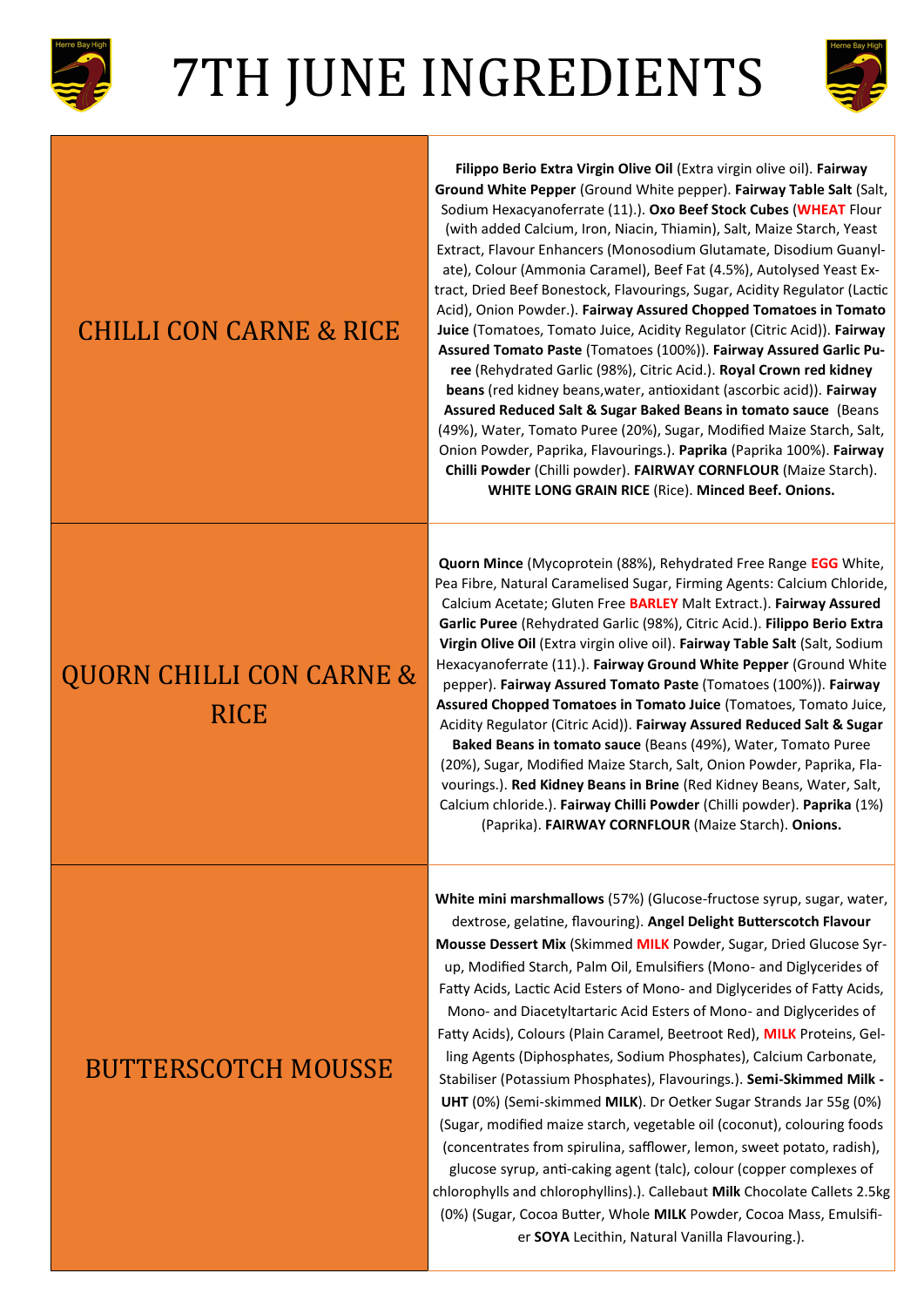# 7TH JUNE INGREDIENTS

| | |
|---|---|
| CHILLI CON CARNE & RICE | **Filippo Berio Extra Virgin Olive Oil** (Extra virgin olive oil). **Fairway Ground White Pepper** (Ground White pepper). **Fairway Table Salt** (Salt, Sodium Hexacyanoferrate (11).). **Oxo Beef Stock Cubes** (**WHEAT** Flour (with added Calcium, Iron, Niacin, Thiamin), Salt, Maize Starch, Yeast Extract, Flavour Enhancers (Monosodium Glutamate, Disodium Guanylate), Colour (Ammonia Caramel), Beef Fat (4.5%), Autolysed Yeast Extract, Dried Beef Bonestock, Flavourings, Sugar, Acidity Regulator (Lactic Acid), Onion Powder.). **Fairway Assured Chopped Tomatoes in Tomato Juice** (Tomatoes, Tomato Juice, Acidity Regulator (Citric Acid)). **Fairway Assured Tomato Paste** (Tomatoes (100%)). **Fairway Assured Garlic Puree** (Rehydrated Garlic (98%), Citric Acid.). **Royal Crown red kidney beans** (red kidney beans,water, antioxidant (ascorbic acid)). **Fairway Assured Reduced Salt & Sugar Baked Beans in tomato sauce** (Beans (49%), Water, Tomato Puree (20%), Sugar, Modified Maize Starch, Salt, Onion Powder, Paprika, Flavourings.). **Paprika** (Paprika 100%). **Fairway Chilli Powder** (Chilli powder). **FAIRWAY CORNFLOUR** (Maize Starch). **WHITE LONG GRAIN RICE** (Rice). **Minced Beef. Onions.** |
| QUORN CHILLI CON CARNE & RICE | **Quorn Mince** (Mycoprotein (88%), Rehydrated Free Range **EGG** White, Pea Fibre, Natural Caramelised Sugar, Firming Agents: Calcium Chloride, Calcium Acetate; Gluten Free **BARLEY** Malt Extract.). **Fairway Assured Garlic Puree** (Rehydrated Garlic (98%), Citric Acid.). **Filippo Berio Extra Virgin Olive Oil** (Extra virgin olive oil). **Fairway Table Salt** (Salt, Sodium Hexacyanoferrate (11).). **Fairway Ground White Pepper** (Ground White pepper). **Fairway Assured Tomato Paste** (Tomatoes (100%)). **Fairway Assured Chopped Tomatoes in Tomato Juice** (Tomatoes, Tomato Juice, Acidity Regulator (Citric Acid)). **Fairway Assured Reduced Salt & Sugar Baked Beans in tomato sauce** (Beans (49%), Water, Tomato Puree (20%), Sugar, Modified Maize Starch, Salt, Onion Powder, Paprika, Flavourings.). **Red Kidney Beans in Brine** (Red Kidney Beans, Water, Salt, Calcium chloride.). **Fairway Chilli Powder** (Chilli powder). **Paprika** (1%) (Paprika). **FAIRWAY CORNFLOUR** (Maize Starch). **Onions.** |
| BUTTERSCOTCH MOUSSE | **White mini marshmallows** (57%) (Glucose-fructose syrup, sugar, water, dextrose, gelatine, flavouring). **Angel Delight Butterscotch Flavour Mousse Dessert Mix** (Skimmed **MILK** Powder, Sugar, Dried Glucose Syrup, Modified Starch, Palm Oil, Emulsifiers (Mono- and Diglycerides of Fatty Acids, Lactic Acid Esters of Mono- and Diglycerides of Fatty Acids, Mono- and Diacetyltartaric Acid Esters of Mono- and Diglycerides of Fatty Acids), Colours (Plain Caramel, Beetroot Red), **MILK** Proteins, Gelling Agents (Diphosphates, Sodium Phosphates), Calcium Carbonate, Stabiliser (Potassium Phosphates), Flavourings.). **Semi-Skimmed Milk - UHT** (0%) (Semi-skimmed **MILK**). Dr Oetker Sugar Strands Jar 55g (0%) (Sugar, modified maize starch, vegetable oil (coconut), colouring foods (concentrates from spirulina, safflower, lemon, sweet potato, radish), glucose syrup, anti-caking agent (talc), colour (copper complexes of chlorophylls and chlorophyllins).). Callebaut **Milk** Chocolate Callets 2.5kg (0%) (Sugar, Cocoa Butter, Whole **MILK** Powder, Cocoa Mass, Emulsifier **SOYA** Lecithin, Natural Vanilla Flavouring.). |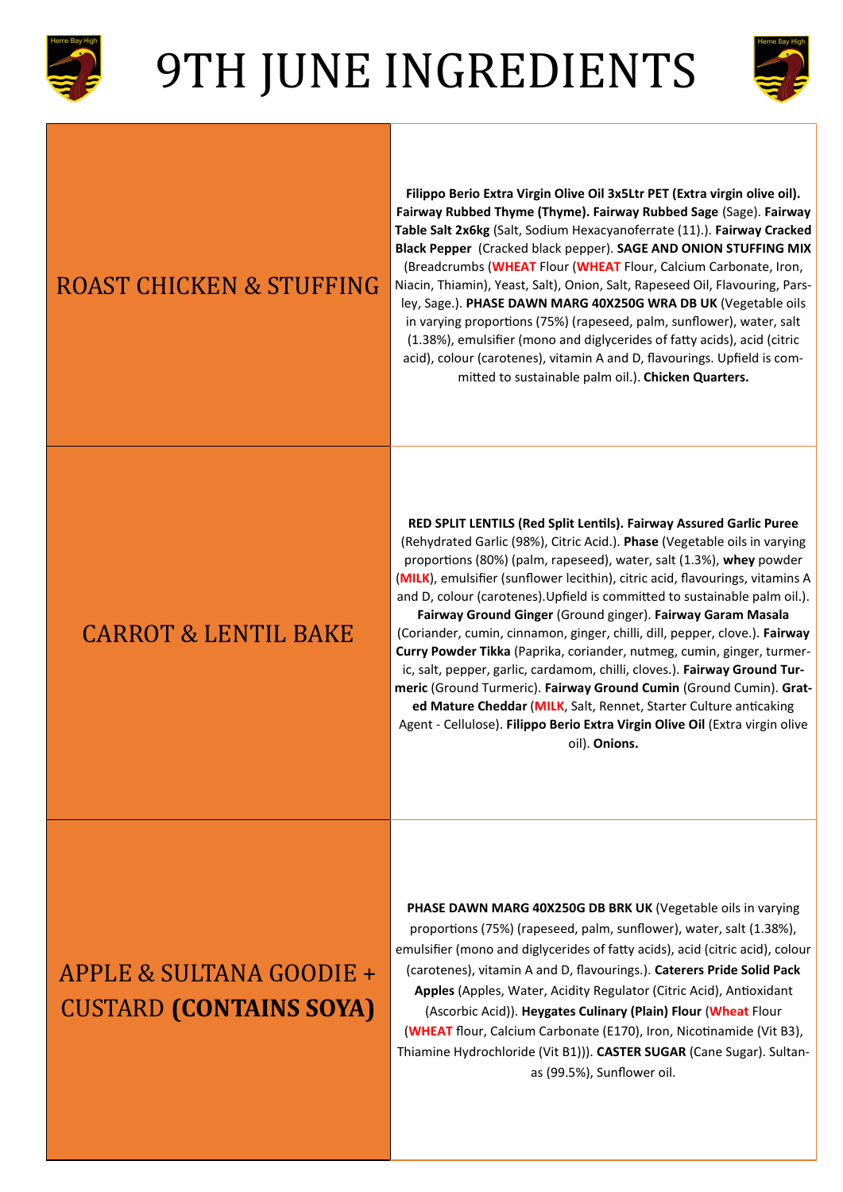# 9TH JUNE INGREDIENTS

| | |
|---|---|
| ROAST CHICKEN & STUFFING | **Filippo Berio Extra Virgin Olive Oil 3x5Ltr PET (Extra virgin olive oil). Fairway Rubbed Thyme (Thyme). Fairway Rubbed Sage** (Sage). **Fairway Table Salt 2x6kg** (Salt, Sodium Hexacyanoferrate (11).). **Fairway Cracked Black Pepper** (Cracked black pepper). **SAGE AND ONION STUFFING MIX** (Breadcrumbs (**WHEAT** Flour (**WHEAT** Flour, Calcium Carbonate, Iron, Niacin, Thiamin), Yeast, Salt), Onion, Salt, Rapeseed Oil, Flavouring, Parsley, Sage.). **PHASE DAWN MARG 40X250G WRA DB UK** (Vegetable oils in varying proportions (75%) (rapeseed, palm, sunflower), water, salt (1.38%), emulsifier (mono and diglycerides of fatty acids), acid (citric acid), colour (carotenes), vitamin A and D, flavourings. Upfield is committed to sustainable palm oil.). **Chicken Quarters.** |
| CARROT & LENTIL BAKE | **RED SPLIT LENTILS (Red Split Lentils). Fairway Assured Garlic Puree** (Rehydrated Garlic (98%), Citric Acid.). **Phase** (Vegetable oils in varying proportions (80%) (palm, rapeseed), water, salt (1.3%), **whey** powder (**MILK**), emulsifier (sunflower lecithin), citric acid, flavourings, vitamins A and D, colour (carotenes).Upfield is committed to sustainable palm oil.). **Fairway Ground Ginger** (Ground ginger). **Fairway Garam Masala** (Coriander, cumin, cinnamon, ginger, chilli, dill, pepper, clove.). **Fairway Curry Powder Tikka** (Paprika, coriander, nutmeg, cumin, ginger, turmeric, salt, pepper, garlic, cardamom, chilli, cloves.). **Fairway Ground Turmeric** (Ground Turmeric). **Fairway Ground Cumin** (Ground Cumin). **Grated Mature Cheddar** (**MILK**, Salt, Rennet, Starter Culture anticaking Agent - Cellulose). **Filippo Berio Extra Virgin Olive Oil** (Extra virgin olive oil). **Onions.** |
| APPLE & SULTANA GOODIE + CUSTARD **(CONTAINS SOYA)** | **PHASE DAWN MARG 40X250G DB BRK UK** (Vegetable oils in varying proportions (75%) (rapeseed, palm, sunflower), water, salt (1.38%), emulsifier (mono and diglycerides of fatty acids), acid (citric acid), colour (carotenes), vitamin A and D, flavourings.). **Caterers Pride Solid Pack Apples** (Apples, Water, Acidity Regulator (Citric Acid), Antioxidant (Ascorbic Acid)). **Heygates Culinary (Plain) Flour** (**Wheat** Flour (**WHEAT** flour, Calcium Carbonate (E170), Iron, Nicotinamide (Vit B3), Thiamine Hydrochloride (Vit B1))). **CASTER SUGAR** (Cane Sugar). Sultanas (99.5%), Sunflower oil. |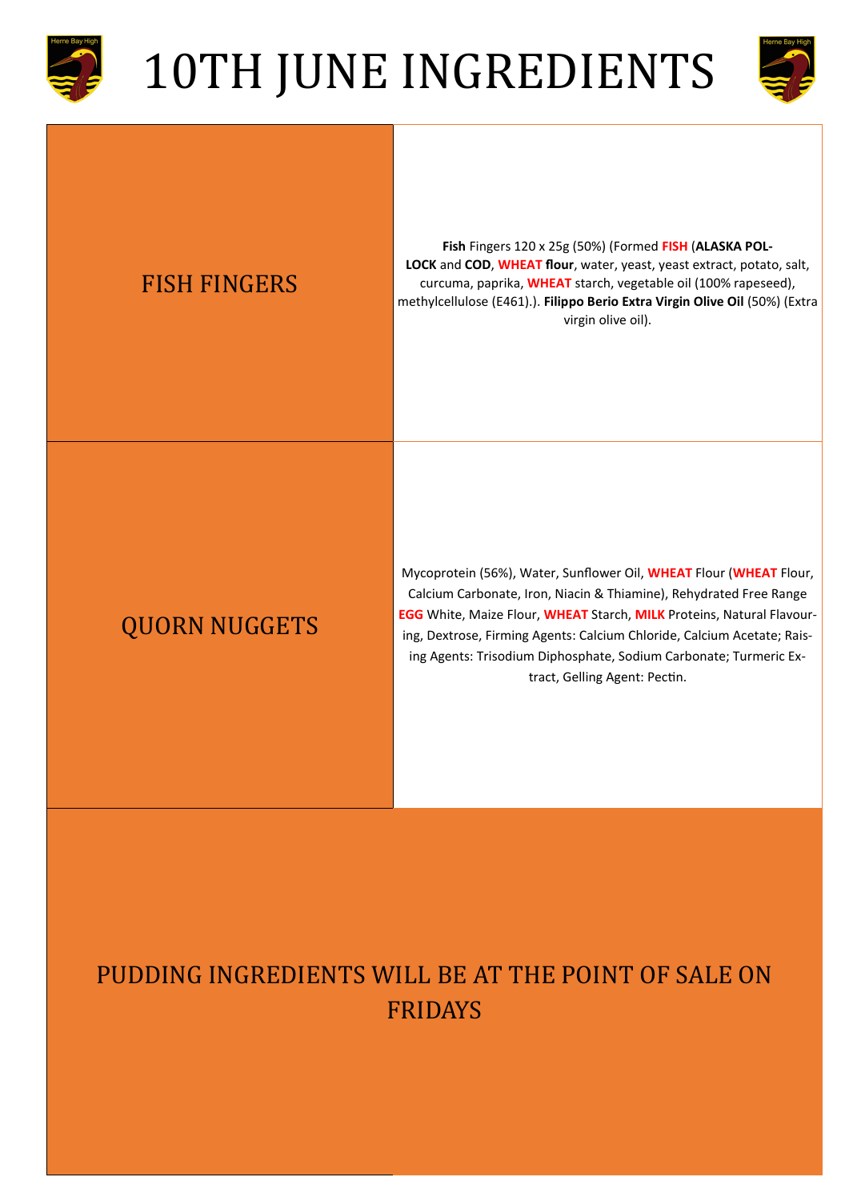# 10TH JUNE INGREDIENTS

| | |
|---|---|
| FISH FINGERS | **Fish** Fingers 120 x 25g (50%) (Formed **FISH** (**ALASKA POLLOCK** and **COD**, **WHEAT flour**, water, yeast, yeast extract, potato, salt, curcuma, paprika, **WHEAT** starch, vegetable oil (100% rapeseed), methylcellulose (E461).). **Filippo Berio Extra Virgin Olive Oil** (50%) (Extra virgin olive oil). |
| QUORN NUGGETS | Mycoprotein (56%), Water, Sunflower Oil, **WHEAT** Flour (**WHEAT** Flour, Calcium Carbonate, Iron, Niacin & Thiamine), Rehydrated Free Range **EGG** White, Maize Flour, **WHEAT** Starch, **MILK** Proteins, Natural Flavouring, Dextrose, Firming Agents: Calcium Chloride, Calcium Acetate; Raising Agents: Trisodium Diphosphate, Sodium Carbonate; Turmeric Extract, Gelling Agent: Pectin. |

PUDDING INGREDIENTS WILL BE AT THE POINT OF SALE ON FRIDAYS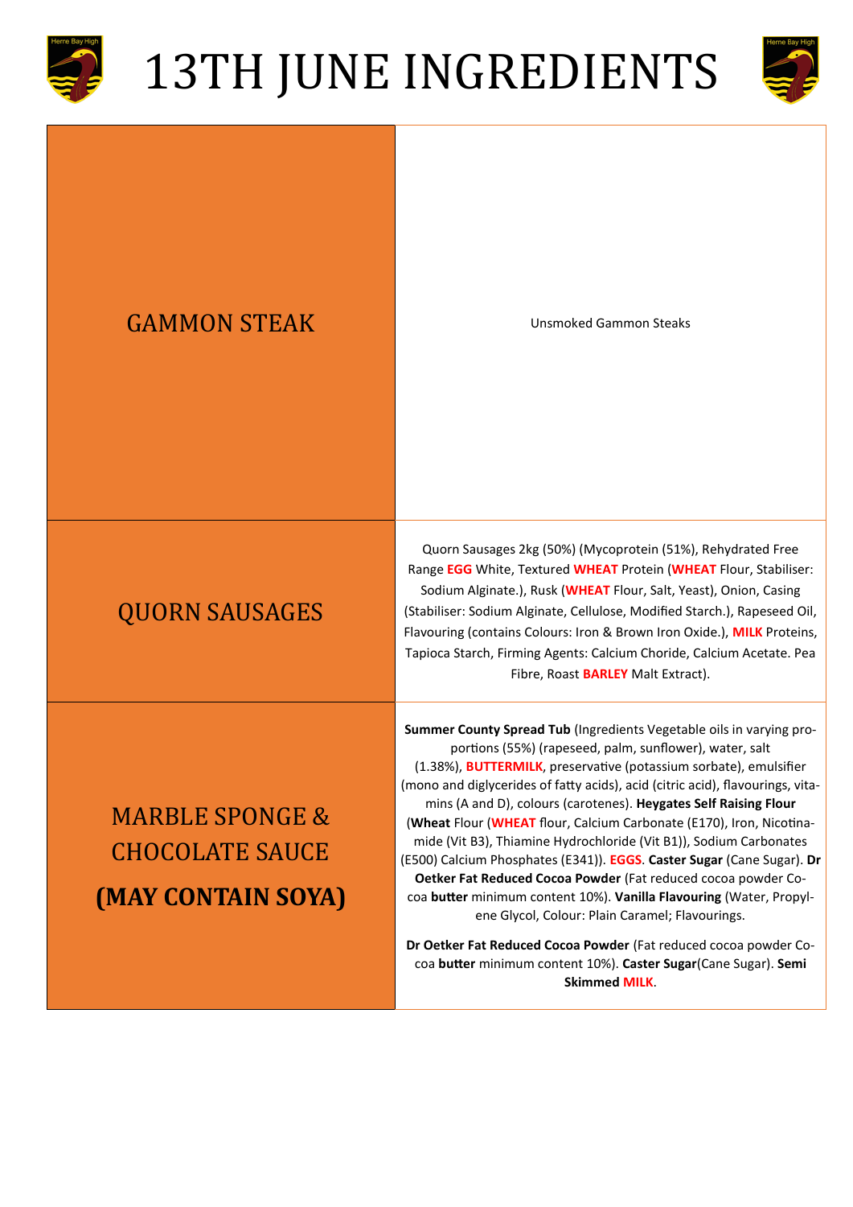# 13TH JUNE INGREDIENTS

| | |
|---|---|
| GAMMON STEAK | Unsmoked Gammon Steaks |
| QUORN SAUSAGES | Quorn Sausages 2kg (50%) (Mycoprotein (51%), Rehydrated Free Range **EGG** White, Textured **WHEAT** Protein (**WHEAT** Flour, Stabiliser: Sodium Alginate.), Rusk (**WHEAT** Flour, Salt, Yeast), Onion, Casing (Stabiliser: Sodium Alginate, Cellulose, Modified Starch.), Rapeseed Oil, Flavouring (contains Colours: Iron & Brown Iron Oxide.), **MILK** Proteins, Tapioca Starch, Firming Agents: Calcium Choride, Calcium Acetate. Pea Fibre, Roast **BARLEY** Malt Extract). |
| MARBLE SPONGE & CHOCOLATE SAUCE **(MAY CONTAIN SOYA)** | **Summer County Spread Tub** (Ingredients Vegetable oils in varying proportions (55%) (rapeseed, palm, sunflower), water, salt (1.38%), **BUTTERMILK**, preservative (potassium sorbate), emulsifier (mono and diglycerides of fatty acids), acid (citric acid), flavourings, vitamins (A and D), colours (carotenes). **Heygates Self Raising Flour** (**Wheat** Flour (**WHEAT** flour, Calcium Carbonate (E170), Iron, Nicotinamide (Vit B3), Thiamine Hydrochloride (Vit B1)), Sodium Carbonates (E500) Calcium Phosphates (E341)). **EGGS**. **Caster Sugar** (Cane Sugar). **Dr Oetker Fat Reduced Cocoa Powder** (Fat reduced cocoa powder Cocoa **butter** minimum content 10%). **Vanilla Flavouring** (Water, Propylene Glycol, Colour: Plain Caramel; Flavourings.<br><br>**Dr Oetker Fat Reduced Cocoa Powder** (Fat reduced cocoa powder Cocoa **butter** minimum content 10%). **Caster Sugar**(Cane Sugar). **Semi Skimmed MILK**. |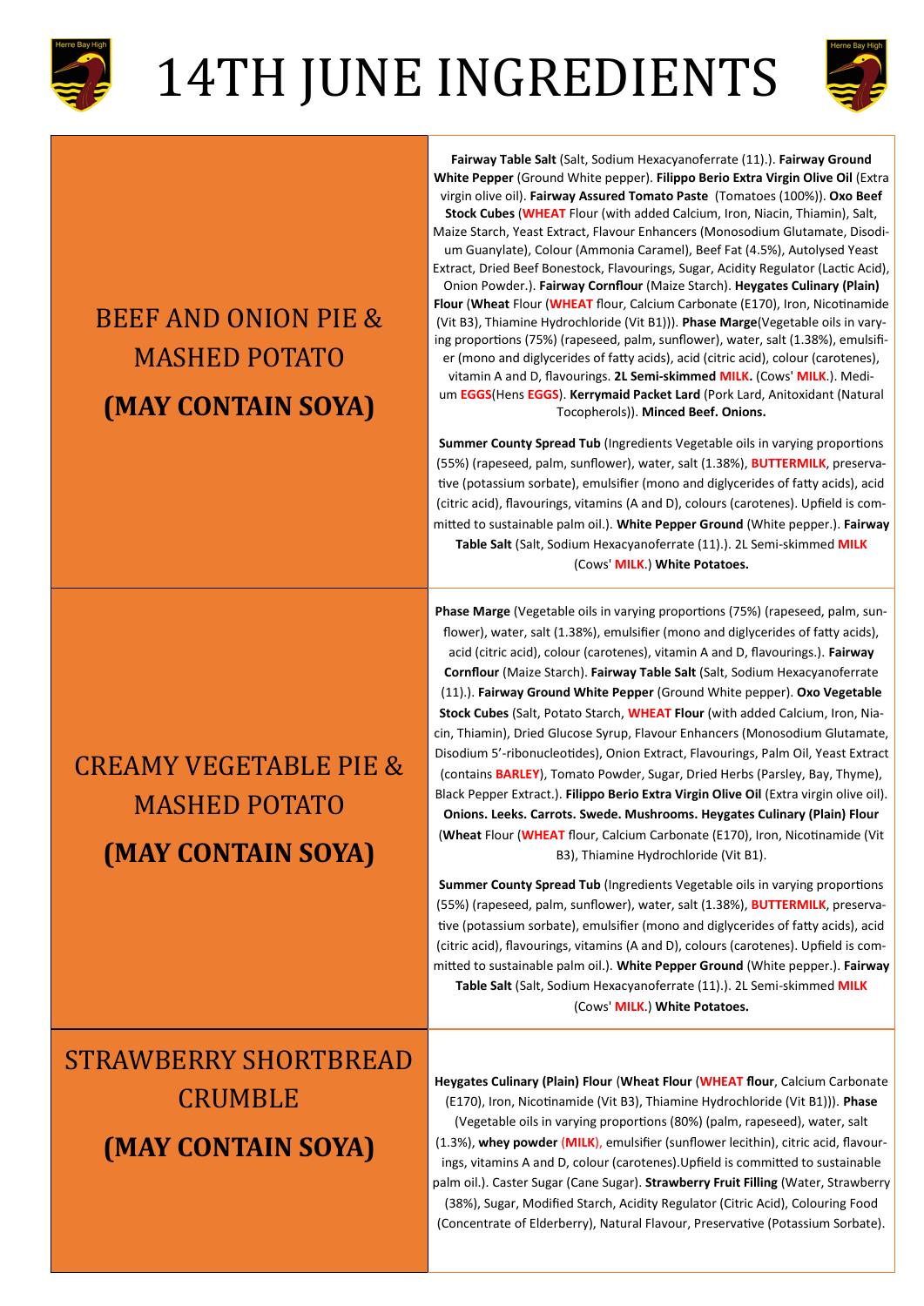# 14TH JUNE INGREDIENTS

| Dish | Ingredients |
|---|---|
| BEEF AND ONION PIE & MASHED POTATO **(MAY CONTAIN SOYA)** | **Fairway Table Salt** (Salt, Sodium Hexacyanoferrate (11).). **Fairway Ground White Pepper** (Ground White pepper). **Filippo Berio Extra Virgin Olive Oil** (Extra virgin olive oil). **Fairway Assured Tomato Paste** (Tomatoes (100%)). **Oxo Beef Stock Cubes** (**WHEAT** Flour (with added Calcium, Iron, Niacin, Thiamin), Salt, Maize Starch, Yeast Extract, Flavour Enhancers (Monosodium Glutamate, Disodium Guanylate), Colour (Ammonia Caramel), Beef Fat (4.5%), Autolysed Yeast Extract, Dried Beef Bonestock, Flavourings, Sugar, Acidity Regulator (Lactic Acid), Onion Powder.). **Fairway Cornflour** (Maize Starch). **Heygates Culinary (Plain) Flour** (**Wheat** Flour (**WHEAT** flour, Calcium Carbonate (E170), Iron, Nicotinamide (Vit B3), Thiamine Hydrochloride (Vit B1))). **Phase Marge**(Vegetable oils in varying proportions (75%) (rapeseed, palm, sunflower), water, salt (1.38%), emulsifier (mono and diglycerides of fatty acids), acid (citric acid), colour (carotenes), vitamin A and D, flavourings. **2L Semi-skimmed MILK.** (Cows' **MILK**.). Medium **EGGS**(Hens **EGGS**). **Kerrymaid Packet Lard** (Pork Lard, Anitoxidant (Natural Tocopherols)). **Minced Beef. Onions.**<br><br>**Summer County Spread Tub** (Ingredients Vegetable oils in varying proportions (55%) (rapeseed, palm, sunflower), water, salt (1.38%), **BUTTERMILK**, preservative (potassium sorbate), emulsifier (mono and diglycerides of fatty acids), acid (citric acid), flavourings, vitamins (A and D), colours (carotenes). Upfield is committed to sustainable palm oil.). **White Pepper Ground** (White pepper.). **Fairway Table Salt** (Salt, Sodium Hexacyanoferrate (11).). 2L Semi-skimmed **MILK** (Cows' **MILK**.) **White Potatoes.** |
| CREAMY VEGETABLE PIE & MASHED POTATO **(MAY CONTAIN SOYA)** | **Phase Marge** (Vegetable oils in varying proportions (75%) (rapeseed, palm, sunflower), water, salt (1.38%), emulsifier (mono and diglycerides of fatty acids), acid (citric acid), colour (carotenes), vitamin A and D, flavourings.). **Fairway Cornflour** (Maize Starch). **Fairway Table Salt** (Salt, Sodium Hexacyanoferrate (11).). **Fairway Ground White Pepper** (Ground White pepper). **Oxo Vegetable Stock Cubes** (Salt, Potato Starch, **WHEAT Flour** (with added Calcium, Iron, Niacin, Thiamin), Dried Glucose Syrup, Flavour Enhancers (Monosodium Glutamate, Disodium 5'-ribonucleotides), Onion Extract, Flavourings, Palm Oil, Yeast Extract (contains **BARLEY**), Tomato Powder, Sugar, Dried Herbs (Parsley, Bay, Thyme), Black Pepper Extract.). **Filippo Berio Extra Virgin Olive Oil** (Extra virgin olive oil). **Onions. Leeks. Carrots. Swede. Mushrooms. Heygates Culinary (Plain) Flour** (**Wheat** Flour (**WHEAT** flour, Calcium Carbonate (E170), Iron, Nicotinamide (Vit B3), Thiamine Hydrochloride (Vit B1).<br><br>**Summer County Spread Tub** (Ingredients Vegetable oils in varying proportions (55%) (rapeseed, palm, sunflower), water, salt (1.38%), **BUTTERMILK**, preservative (potassium sorbate), emulsifier (mono and diglycerides of fatty acids), acid (citric acid), flavourings, vitamins (A and D), colours (carotenes). Upfield is committed to sustainable palm oil.). **White Pepper Ground** (White pepper.). **Fairway Table Salt** (Salt, Sodium Hexacyanoferrate (11).). 2L Semi-skimmed **MILK** (Cows' **MILK**.) **White Potatoes.** |
| STRAWBERRY SHORTBREAD CRUMBLE **(MAY CONTAIN SOYA)** | **Heygates Culinary (Plain) Flour** (**Wheat Flour** (**WHEAT flour**, Calcium Carbonate (E170), Iron, Nicotinamide (Vit B3), Thiamine Hydrochloride (Vit B1))). **Phase** (Vegetable oils in varying proportions (80%) (palm, rapeseed), water, salt (1.3%), **whey powder** (**MILK**), emulsifier (sunflower lecithin), citric acid, flavourings, vitamins A and D, colour (carotenes).Upfield is committed to sustainable palm oil.). Caster Sugar (Cane Sugar). **Strawberry Fruit Filling** (Water, Strawberry (38%), Sugar, Modified Starch, Acidity Regulator (Citric Acid), Colouring Food (Concentrate of Elderberry), Natural Flavour, Preservative (Potassium Sorbate). |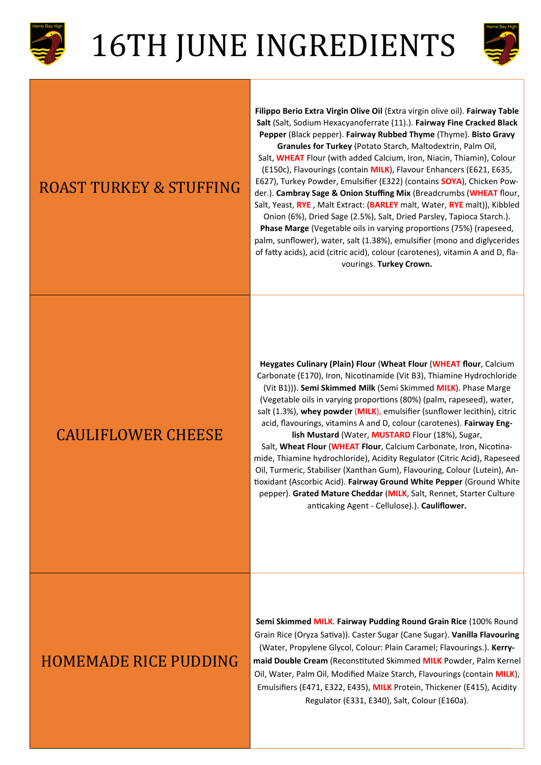# 16TH JUNE INGREDIENTS

| | |
|---|---|
| ROAST TURKEY & STUFFING | **Filippo Berio Extra Virgin Olive Oil** (Extra virgin olive oil). **Fairway Table Salt** (Salt, Sodium Hexacyanoferrate (11).). **Fairway Fine Cracked Black Pepper** (Black pepper). **Fairway Rubbed Thyme** (Thyme). **Bisto Gravy Granules for Turkey** (Potato Starch, Maltodextrin, Palm Oil, Salt, **WHEAT** Flour (with added Calcium, Iron, Niacin, Thiamin), Colour (E150c), Flavourings (contain **MILK**), Flavour Enhancers (E621, E635, E627), Turkey Powder, Emulsifier (E322) (contains **SOYA**), Chicken Powder.). **Cambray Sage & Onion Stuffing Mix** (Breadcrumbs (**WHEAT** flour, Salt, Yeast, **RYE** , Malt Extract: (**BARLEY** malt, Water, **RYE** malt)), Kibbled Onion (6%), Dried Sage (2.5%), Salt, Dried Parsley, Tapioca Starch.). **Phase Marge** (Vegetable oils in varying proportions (75%) (rapeseed, palm, sunflower), water, salt (1.38%), emulsifier (mono and diglycerides of fatty acids), acid (citric acid), colour (carotenes), vitamin A and D, flavourings. **Turkey Crown.** |
| CAULIFLOWER CHEESE | **Heygates Culinary (Plain) Flour** (**Wheat Flour** (**WHEAT flour**, Calcium Carbonate (E170), Iron, Nicotinamide (Vit B3), Thiamine Hydrochloride (Vit B1))). **Semi Skimmed Milk** (Semi Skimmed **MILK**). Phase Marge (Vegetable oils in varying proportions (80%) (palm, rapeseed), water, salt (1.3%), **whey powder** (**MILK**), emulsifier (sunflower lecithin), citric acid, flavourings, vitamins A and D, colour (carotenes). **Fairway English Mustard** (Water, **MUSTARD** Flour (18%), Sugar, Salt, **Wheat Flour** (**WHEAT Flour**, Calcium Carbonate, Iron, Nicotinamide, Thiamine hydrochloride), Acidity Regulator (Citric Acid), Rapeseed Oil, Turmeric, Stabiliser (Xanthan Gum), Flavouring, Colour (Lutein), Antioxidant (Ascorbic Acid). **Fairway Ground White Pepper** (Ground White pepper). **Grated Mature Cheddar** (**MILK**, Salt, Rennet, Starter Culture anticaking Agent - Cellulose).). **Cauliflower.** |
| HOMEMADE RICE PUDDING | **Semi Skimmed MILK**. **Fairway Pudding Round Grain Rice** (100% Round Grain Rice (Oryza Sativa)). Caster Sugar (Cane Sugar). **Vanilla Flavouring** (Water, Propylene Glycol, Colour: Plain Caramel; Flavourings.). **Kerrymaid Double Cream** (Reconstituted Skimmed **MILK** Powder, Palm Kernel Oil, Water, Palm Oil, Modified Maize Starch, Flavourings (contain **MILK**), Emulsifiers (E471, E322, E435), **MILK** Protein, Thickener (E415), Acidity Regulator (E331, E340), Salt, Colour (E160a). |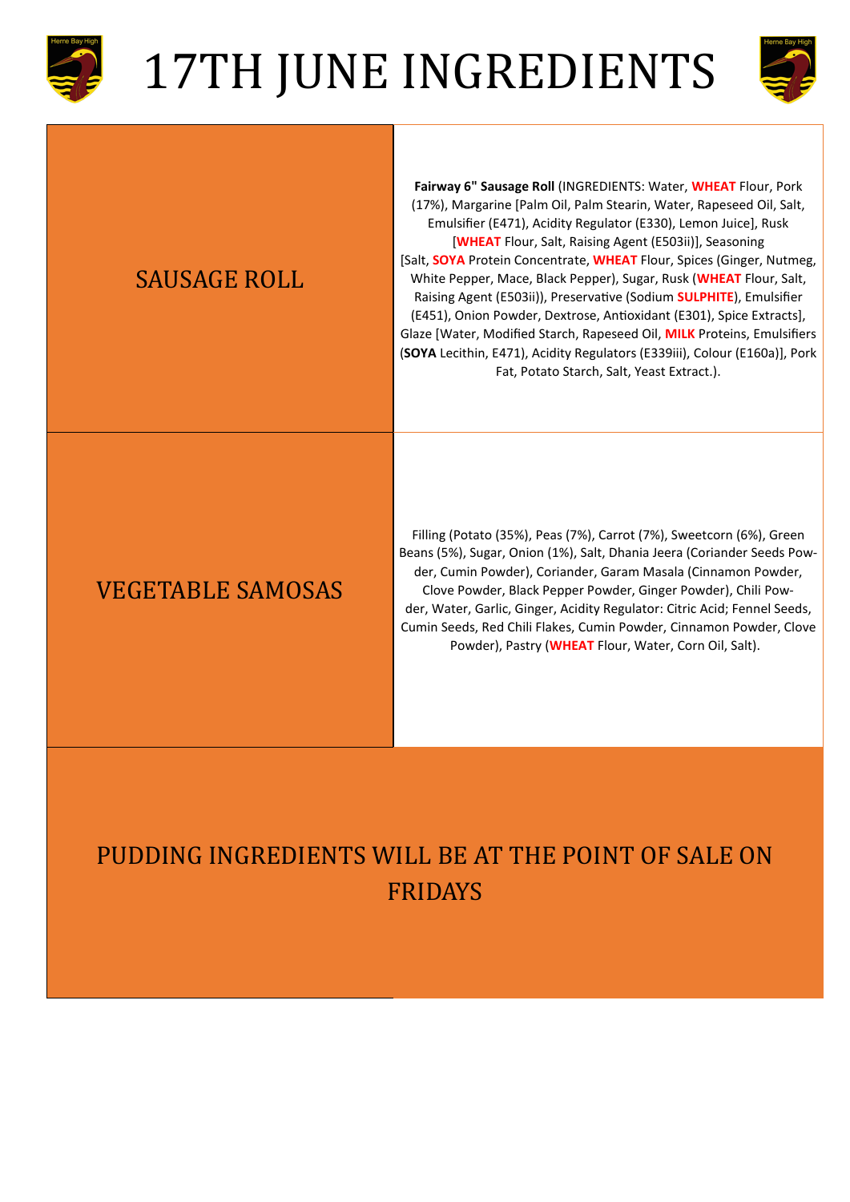# 17TH JUNE INGREDIENTS

| SAUSAGE ROLL | **Fairway 6" Sausage Roll** (INGREDIENTS: Water, **WHEAT** Flour, Pork (17%), Margarine [Palm Oil, Palm Stearin, Water, Rapeseed Oil, Salt, Emulsifier (E471), Acidity Regulator (E330), Lemon Juice], Rusk [**WHEAT** Flour, Salt, Raising Agent (E503ii)], Seasoning [Salt, **SOYA** Protein Concentrate, **WHEAT** Flour, Spices (Ginger, Nutmeg, White Pepper, Mace, Black Pepper), Sugar, Rusk (**WHEAT** Flour, Salt, Raising Agent (E503ii)), Preservative (Sodium **SULPHITE**), Emulsifier (E451), Onion Powder, Dextrose, Antioxidant (E301), Spice Extracts], Glaze [Water, Modified Starch, Rapeseed Oil, **MILK** Proteins, Emulsifiers (**SOYA** Lecithin, E471), Acidity Regulators (E339iii), Colour (E160a)], Pork Fat, Potato Starch, Salt, Yeast Extract.). |
|---|---|
| VEGETABLE SAMOSAS | Filling (Potato (35%), Peas (7%), Carrot (7%), Sweetcorn (6%), Green Beans (5%), Sugar, Onion (1%), Salt, Dhania Jeera (Coriander Seeds Powder, Cumin Powder), Coriander, Garam Masala (Cinnamon Powder, Clove Powder, Black Pepper Powder, Ginger Powder), Chili Powder, Water, Garlic, Ginger, Acidity Regulator: Citric Acid; Fennel Seeds, Cumin Seeds, Red Chili Flakes, Cumin Powder, Cinnamon Powder, Clove Powder), Pastry (**WHEAT** Flour, Water, Corn Oil, Salt). |

PUDDING INGREDIENTS WILL BE AT THE POINT OF SALE ON FRIDAYS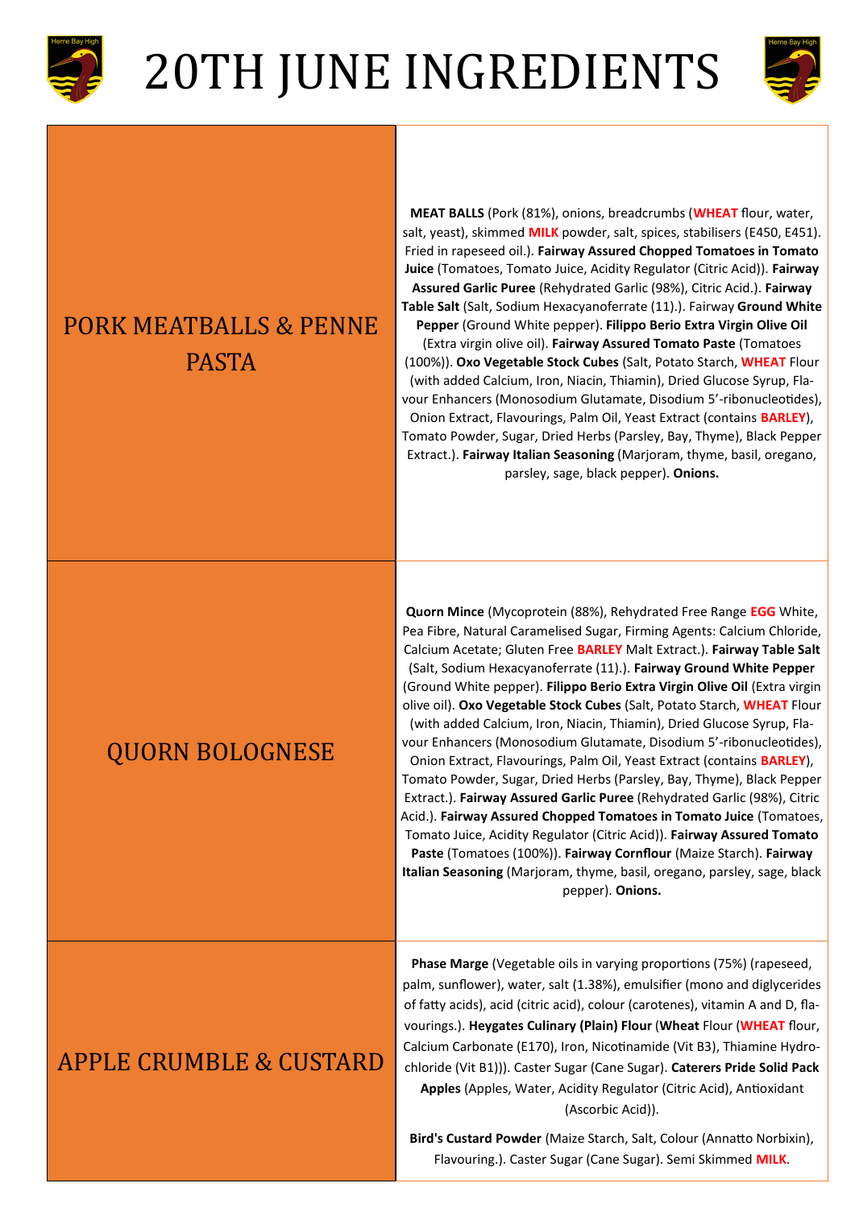# 20TH JUNE INGREDIENTS

| Dish | Ingredients |
| --- | --- |
| PORK MEATBALLS & PENNE PASTA | **MEAT BALLS** (Pork (81%), onions, breadcrumbs (**WHEAT** flour, water, salt, yeast), skimmed **MILK** powder, salt, spices, stabilisers (E450, E451). Fried in rapeseed oil.). **Fairway Assured Chopped Tomatoes in Tomato Juice** (Tomatoes, Tomato Juice, Acidity Regulator (Citric Acid)). **Fairway Assured Garlic Puree** (Rehydrated Garlic (98%), Citric Acid.). **Fairway Table Salt** (Salt, Sodium Hexacyanoferrate (11).). Fairway **Ground White Pepper** (Ground White pepper). **Filippo Berio Extra Virgin Olive Oil** (Extra virgin olive oil). **Fairway Assured Tomato Paste** (Tomatoes (100%)). **Oxo Vegetable Stock Cubes** (Salt, Potato Starch, **WHEAT** Flour (with added Calcium, Iron, Niacin, Thiamin), Dried Glucose Syrup, Flavour Enhancers (Monosodium Glutamate, Disodium 5'-ribonucleotides), Onion Extract, Flavourings, Palm Oil, Yeast Extract (contains **BARLEY**), Tomato Powder, Sugar, Dried Herbs (Parsley, Bay, Thyme), Black Pepper Extract.). **Fairway Italian Seasoning** (Marjoram, thyme, basil, oregano, parsley, sage, black pepper). **Onions.** |
| QUORN BOLOGNESE | **Quorn Mince** (Mycoprotein (88%), Rehydrated Free Range **EGG** White, Pea Fibre, Natural Caramelised Sugar, Firming Agents: Calcium Chloride, Calcium Acetate; Gluten Free **BARLEY** Malt Extract.). **Fairway Table Salt** (Salt, Sodium Hexacyanoferrate (11).). **Fairway Ground White Pepper** (Ground White pepper). **Filippo Berio Extra Virgin Olive Oil** (Extra virgin olive oil). **Oxo Vegetable Stock Cubes** (Salt, Potato Starch, **WHEAT** Flour (with added Calcium, Iron, Niacin, Thiamin), Dried Glucose Syrup, Flavour Enhancers (Monosodium Glutamate, Disodium 5'-ribonucleotides), Onion Extract, Flavourings, Palm Oil, Yeast Extract (contains **BARLEY**), Tomato Powder, Sugar, Dried Herbs (Parsley, Bay, Thyme), Black Pepper Extract.). **Fairway Assured Garlic Puree** (Rehydrated Garlic (98%), Citric Acid.). **Fairway Assured Chopped Tomatoes in Tomato Juice** (Tomatoes, Tomato Juice, Acidity Regulator (Citric Acid)). **Fairway Assured Tomato Paste** (Tomatoes (100%)). **Fairway Cornflour** (Maize Starch). **Fairway Italian Seasoning** (Marjoram, thyme, basil, oregano, parsley, sage, black pepper). **Onions.** |
| APPLE CRUMBLE & CUSTARD | **Phase Marge** (Vegetable oils in varying proportions (75%) (rapeseed, palm, sunflower), water, salt (1.38%), emulsifier (mono and diglycerides of fatty acids), acid (citric acid), colour (carotenes), vitamin A and D, flavourings.). **Heygates Culinary (Plain) Flour** (**Wheat** Flour (**WHEAT** flour, Calcium Carbonate (E170), Iron, Nicotinamide (Vit B3), Thiamine Hydrochloride (Vit B1))). Caster Sugar (Cane Sugar). **Caterers Pride Solid Pack Apples** (Apples, Water, Acidity Regulator (Citric Acid), Antioxidant (Ascorbic Acid)). **Bird's Custard Powder** (Maize Starch, Salt, Colour (Annatto Norbixin), Flavouring.). Caster Sugar (Cane Sugar). Semi Skimmed **MILK**. |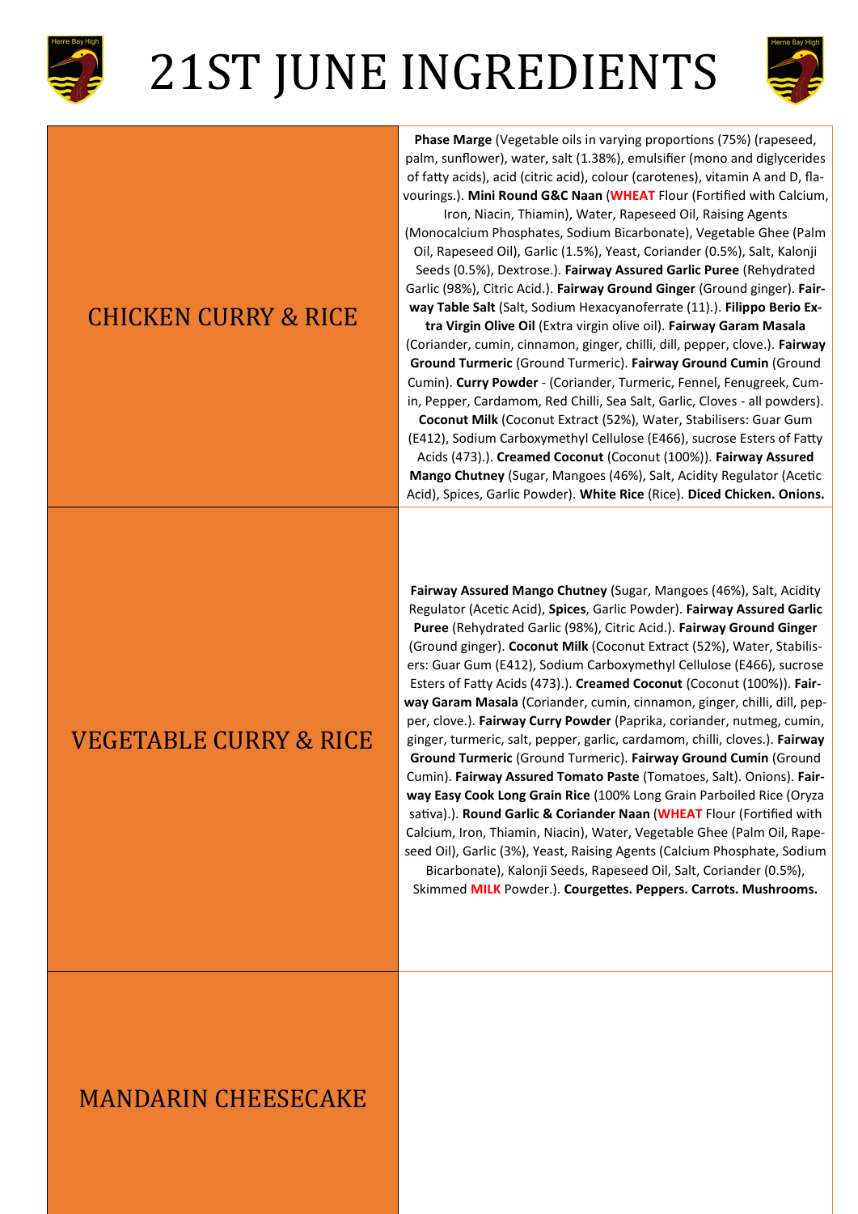# 21ST JUNE INGREDIENTS

| | |
|---|---|
| CHICKEN CURRY & RICE | **Phase Marge** (Vegetable oils in varying proportions (75%) (rapeseed, palm, sunflower), water, salt (1.38%), emulsifier (mono and diglycerides of fatty acids), acid (citric acid), colour (carotenes), vitamin A and D, flavourings.). **Mini Round G&C Naan** (**WHEAT** Flour (Fortified with Calcium, Iron, Niacin, Thiamin), Water, Rapeseed Oil, Raising Agents (Monocalcium Phosphates, Sodium Bicarbonate), Vegetable Ghee (Palm Oil, Rapeseed Oil), Garlic (1.5%), Yeast, Coriander (0.5%), Salt, Kalonji Seeds (0.5%), Dextrose.). **Fairway Assured Garlic Puree** (Rehydrated Garlic (98%), Citric Acid.). **Fairway Ground Ginger** (Ground ginger). **Fairway Table Salt** (Salt, Sodium Hexacyanoferrate (11).). **Filippo Berio Extra Virgin Olive Oil** (Extra virgin olive oil). **Fairway Garam Masala** (Coriander, cumin, cinnamon, ginger, chilli, dill, pepper, clove.). **Fairway Ground Turmeric** (Ground Turmeric). **Fairway Ground Cumin** (Ground Cumin). **Curry Powder** - (Coriander, Turmeric, Fennel, Fenugreek, Cumin, Pepper, Cardamom, Red Chilli, Sea Salt, Garlic, Cloves - all powders). **Coconut Milk** (Coconut Extract (52%), Water, Stabilisers: Guar Gum (E412), Sodium Carboxymethyl Cellulose (E466), sucrose Esters of Fatty Acids (473).). **Creamed Coconut** (Coconut (100%)). **Fairway Assured Mango Chutney** (Sugar, Mangoes (46%), Salt, Acidity Regulator (Acetic Acid), Spices, Garlic Powder). **White Rice** (Rice). **Diced Chicken. Onions.** |
| VEGETABLE CURRY & RICE | **Fairway Assured Mango Chutney** (Sugar, Mangoes (46%), Salt, Acidity Regulator (Acetic Acid), **Spices**, Garlic Powder). **Fairway Assured Garlic Puree** (Rehydrated Garlic (98%), Citric Acid.). **Fairway Ground Ginger** (Ground ginger). **Coconut Milk** (Coconut Extract (52%), Water, Stabilisers: Guar Gum (E412), Sodium Carboxymethyl Cellulose (E466), sucrose Esters of Fatty Acids (473).). **Creamed Coconut** (Coconut (100%)). **Fairway Garam Masala** (Coriander, cumin, cinnamon, ginger, chilli, dill, pepper, clove.). **Fairway Curry Powder** (Paprika, coriander, nutmeg, cumin, ginger, turmeric, salt, pepper, garlic, cardamom, chilli, cloves.). **Fairway Ground Turmeric** (Ground Turmeric). **Fairway Ground Cumin** (Ground Cumin). **Fairway Assured Tomato Paste** (Tomatoes, Salt). Onions). **Fairway Easy Cook Long Grain Rice** (100% Long Grain Parboiled Rice (Oryza sativa).). **Round Garlic & Coriander Naan** (**WHEAT** Flour (Fortified with Calcium, Iron, Thiamin, Niacin), Water, Vegetable Ghee (Palm Oil, Rapeseed Oil), Garlic (3%), Yeast, Raising Agents (Calcium Phosphate, Sodium Bicarbonate), Kalonji Seeds, Rapeseed Oil, Salt, Coriander (0.5%), Skimmed **MILK** Powder.). **Courgettes. Peppers. Carrots. Mushrooms.** |
| MANDARIN CHEESECAKE | |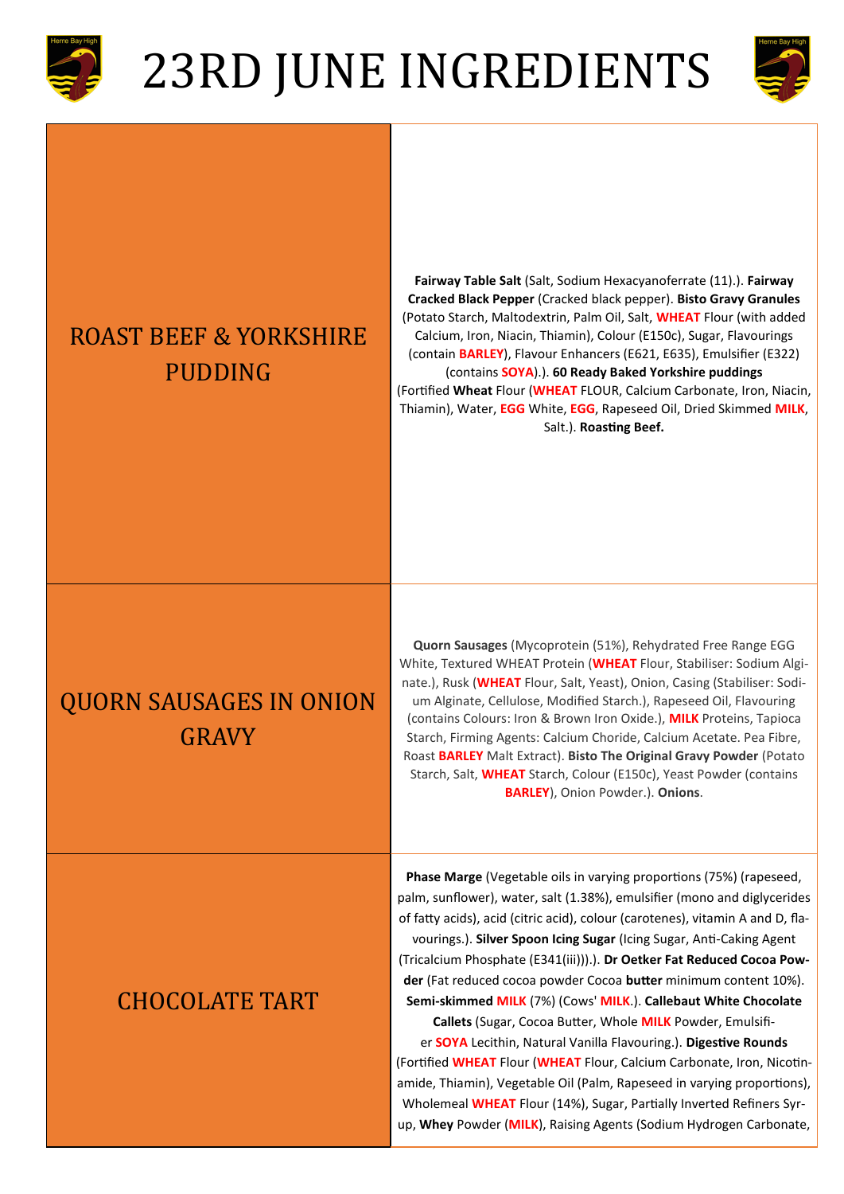# 23RD JUNE INGREDIENTS

| | |
|---|---|
| ROAST BEEF & YORKSHIRE PUDDING | **Fairway Table Salt** (Salt, Sodium Hexacyanoferrate (11).). **Fairway Cracked Black Pepper** (Cracked black pepper). **Bisto Gravy Granules** (Potato Starch, Maltodextrin, Palm Oil, Salt, **WHEAT** Flour (with added Calcium, Iron, Niacin, Thiamin), Colour (E150c), Sugar, Flavourings (contain **BARLEY**), Flavour Enhancers (E621, E635), Emulsifier (E322) (contains **SOYA**).). **60 Ready Baked Yorkshire puddings** (Fortified **Wheat** Flour (**WHEAT** FLOUR, Calcium Carbonate, Iron, Niacin, Thiamin), Water, **EGG** White, **EGG**, Rapeseed Oil, Dried Skimmed **MILK**, Salt.). **Roasting Beef.** |
| QUORN SAUSAGES IN ONION GRAVY | **Quorn Sausages** (Mycoprotein (51%), Rehydrated Free Range EGG White, Textured WHEAT Protein (**WHEAT** Flour, Stabiliser: Sodium Alginate.), Rusk (**WHEAT** Flour, Salt, Yeast), Onion, Casing (Stabiliser: Sodium Alginate, Cellulose, Modified Starch.), Rapeseed Oil, Flavouring (contains Colours: Iron & Brown Iron Oxide.), **MILK** Proteins, Tapioca Starch, Firming Agents: Calcium Choride, Calcium Acetate. Pea Fibre, Roast **BARLEY** Malt Extract). **Bisto The Original Gravy Powder** (Potato Starch, Salt, **WHEAT** Starch, Colour (E150c), Yeast Powder (contains **BARLEY**), Onion Powder.). **Onions**. |
| CHOCOLATE TART | **Phase Marge** (Vegetable oils in varying proportions (75%) (rapeseed, palm, sunflower), water, salt (1.38%), emulsifier (mono and diglycerides of fatty acids), acid (citric acid), colour (carotenes), vitamin A and D, flavourings.). **Silver Spoon Icing Sugar** (Icing Sugar, Anti-Caking Agent (Tricalcium Phosphate (E341(iii))).). **Dr Oetker Fat Reduced Cocoa Powder** (Fat reduced cocoa powder Cocoa **butter** minimum content 10%). **Semi-skimmed MILK** (7%) (Cows' **MILK**.). **Callebaut White Chocolate Callets** (Sugar, Cocoa Butter, Whole **MILK** Powder, Emulsifier **SOYA** Lecithin, Natural Vanilla Flavouring.). **Digestive Rounds** (Fortified **WHEAT** Flour (**WHEAT** Flour, Calcium Carbonate, Iron, Nicotinamide, Thiamin), Vegetable Oil (Palm, Rapeseed in varying proportions), Wholemeal **WHEAT** Flour (14%), Sugar, Partially Inverted Refiners Syrup, **Whey** Powder (**MILK**), Raising Agents (Sodium Hydrogen Carbonate, |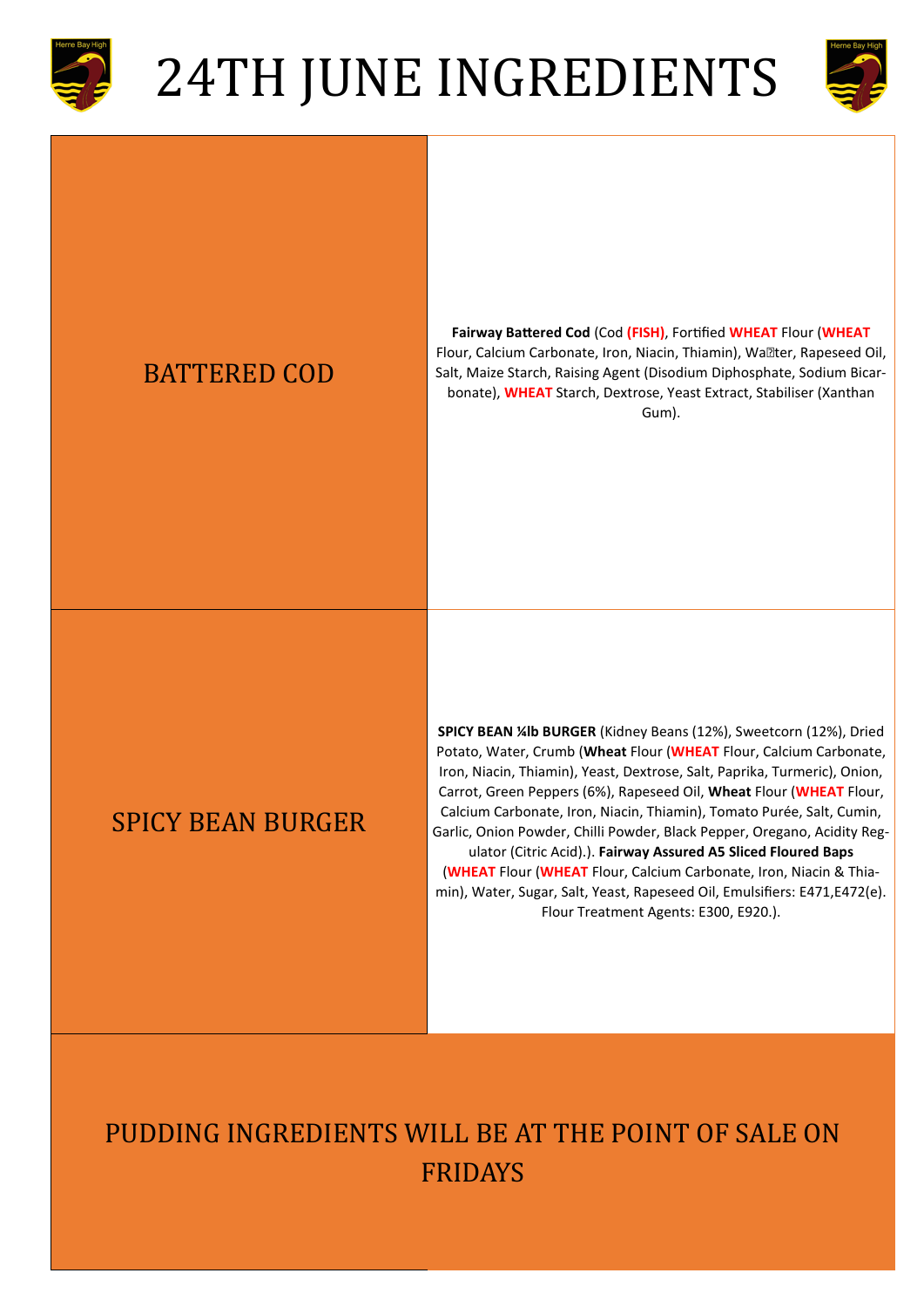# 24TH JUNE INGREDIENTS

| BATTERED COD | **Fairway Battered Cod** (Cod **(FISH)**, Fortified **WHEAT** Flour (**WHEAT** Flour, Calcium Carbonate, Iron, Niacin, Thiamin), Water, Rapeseed Oil, Salt, Maize Starch, Raising Agent (Disodium Diphosphate, Sodium Bicarbonate), **WHEAT** Starch, Dextrose, Yeast Extract, Stabiliser (Xanthan Gum). |
|---|---|
| SPICY BEAN BURGER | **SPICY BEAN ¼lb BURGER** (Kidney Beans (12%), Sweetcorn (12%), Dried Potato, Water, Crumb (**Wheat** Flour (**WHEAT** Flour, Calcium Carbonate, Iron, Niacin, Thiamin), Yeast, Dextrose, Salt, Paprika, Turmeric), Onion, Carrot, Green Peppers (6%), Rapeseed Oil, **Wheat** Flour (**WHEAT** Flour, Calcium Carbonate, Iron, Niacin, Thiamin), Tomato Purée, Salt, Cumin, Garlic, Onion Powder, Chilli Powder, Black Pepper, Oregano, Acidity Regulator (Citric Acid).). **Fairway Assured A5 Sliced Floured Baps** (**WHEAT** Flour (**WHEAT** Flour, Calcium Carbonate, Iron, Niacin & Thiamin), Water, Sugar, Salt, Yeast, Rapeseed Oil, Emulsifiers: E471,E472(e). Flour Treatment Agents: E300, E920.). |

PUDDING INGREDIENTS WILL BE AT THE POINT OF SALE ON FRIDAYS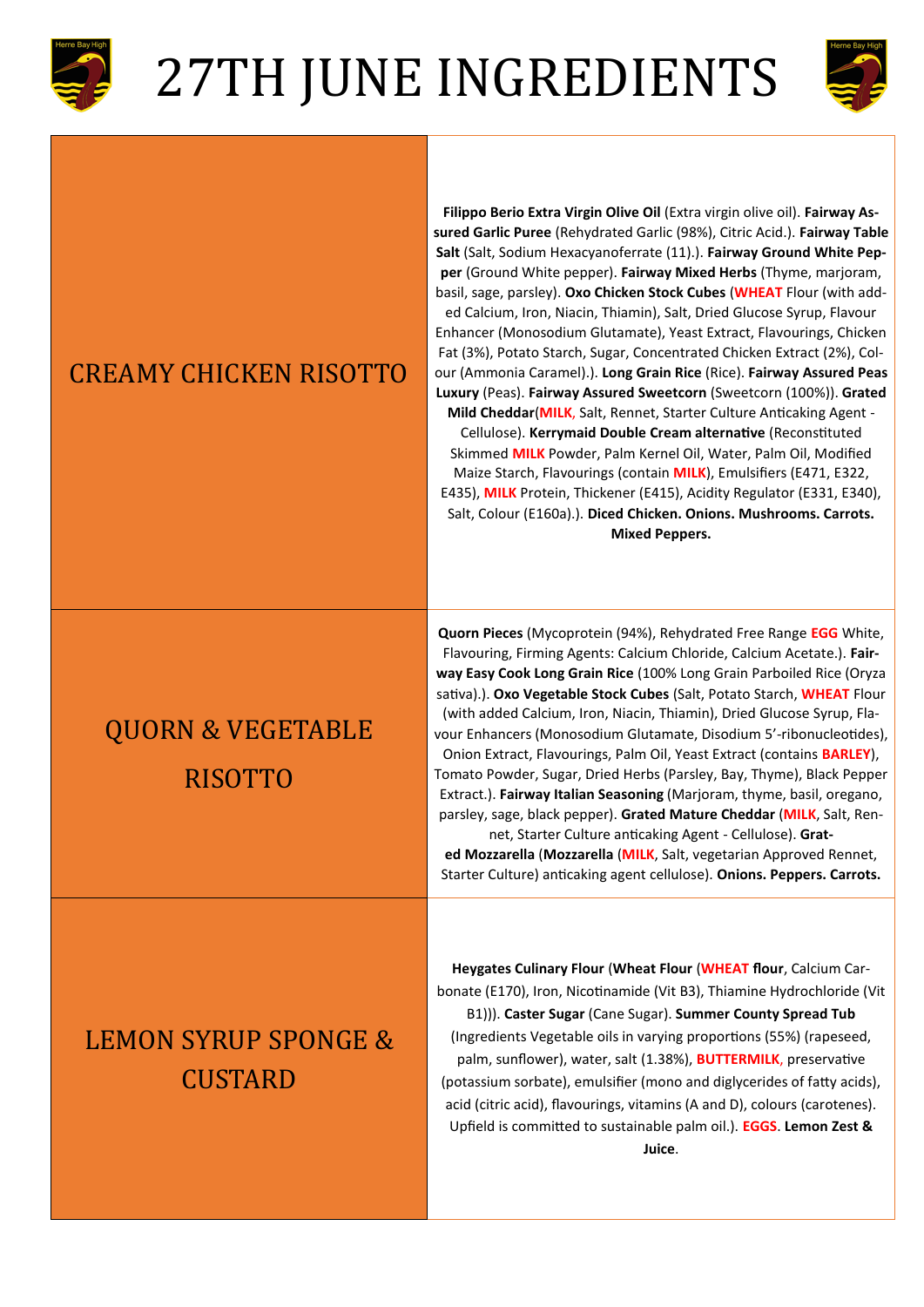# 27TH JUNE INGREDIENTS

| | |
|---|---|
| CREAMY CHICKEN RISOTTO | **Filippo Berio Extra Virgin Olive Oil** (Extra virgin olive oil). **Fairway Assured Garlic Puree** (Rehydrated Garlic (98%), Citric Acid.). **Fairway Table Salt** (Salt, Sodium Hexacyanoferrate (11).). **Fairway Ground White Pepper** (Ground White pepper). **Fairway Mixed Herbs** (Thyme, marjoram, basil, sage, parsley). **Oxo Chicken Stock Cubes** (**WHEAT** Flour (with added Calcium, Iron, Niacin, Thiamin), Salt, Dried Glucose Syrup, Flavour Enhancer (Monosodium Glutamate), Yeast Extract, Flavourings, Chicken Fat (3%), Potato Starch, Sugar, Concentrated Chicken Extract (2%), Colour (Ammonia Caramel).). **Long Grain Rice** (Rice). **Fairway Assured Peas Luxury** (Peas). **Fairway Assured Sweetcorn** (Sweetcorn (100%)). **Grated Mild Cheddar**(**MILK**, Salt, Rennet, Starter Culture Anticaking Agent - Cellulose). **Kerrymaid Double Cream alternative** (Reconstituted Skimmed **MILK** Powder, Palm Kernel Oil, Water, Palm Oil, Modified Maize Starch, Flavourings (contain **MILK**), Emulsifiers (E471, E322, E435), **MILK** Protein, Thickener (E415), Acidity Regulator (E331, E340), Salt, Colour (E160a).). **Diced Chicken. Onions. Mushrooms. Carrots. Mixed Peppers.** |
| QUORN & VEGETABLE RISOTTO | **Quorn Pieces** (Mycoprotein (94%), Rehydrated Free Range **EGG** White, Flavouring, Firming Agents: Calcium Chloride, Calcium Acetate.). **Fairway Easy Cook Long Grain Rice** (100% Long Grain Parboiled Rice (Oryza sativa).). **Oxo Vegetable Stock Cubes** (Salt, Potato Starch, **WHEAT** Flour (with added Calcium, Iron, Niacin, Thiamin), Dried Glucose Syrup, Flavour Enhancers (Monosodium Glutamate, Disodium 5'-ribonucleotides), Onion Extract, Flavourings, Palm Oil, Yeast Extract (contains **BARLEY**), Tomato Powder, Sugar, Dried Herbs (Parsley, Bay, Thyme), Black Pepper Extract.). **Fairway Italian Seasoning** (Marjoram, thyme, basil, oregano, parsley, sage, black pepper). **Grated Mature Cheddar** (**MILK**, Salt, Rennet, Starter Culture anticaking Agent - Cellulose). **Grated Mozzarella** (**Mozzarella** (**MILK**, Salt, vegetarian Approved Rennet, Starter Culture) anticaking agent cellulose). **Onions. Peppers. Carrots.** |
| LEMON SYRUP SPONGE & CUSTARD | **Heygates Culinary Flour** (**Wheat Flour** (**WHEAT flour**, Calcium Carbonate (E170), Iron, Nicotinamide (Vit B3), Thiamine Hydrochloride (Vit B1))). **Caster Sugar** (Cane Sugar). **Summer County Spread Tub** (Ingredients Vegetable oils in varying proportions (55%) (rapeseed, palm, sunflower), water, salt (1.38%), **BUTTERMILK**, preservative (potassium sorbate), emulsifier (mono and diglycerides of fatty acids), acid (citric acid), flavourings, vitamins (A and D), colours (carotenes). Upfield is committed to sustainable palm oil.). **EGGS**. **Lemon Zest & Juice**. |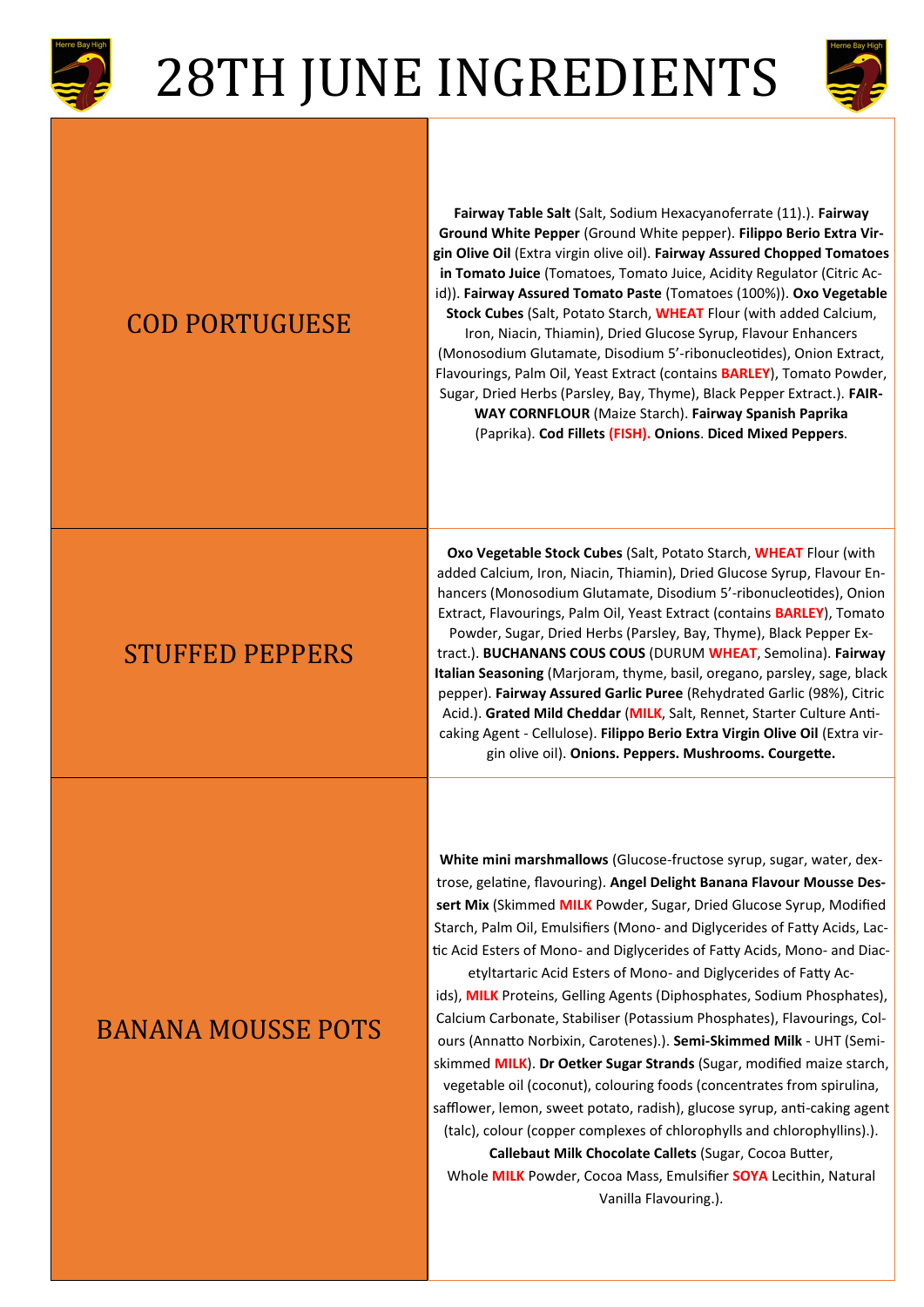# 28TH JUNE INGREDIENTS

| | |
|---|---|
| COD PORTUGUESE | **Fairway Table Salt** (Salt, Sodium Hexacyanoferrate (11).). **Fairway Ground White Pepper** (Ground White pepper). **Filippo Berio Extra Virgin Olive Oil** (Extra virgin olive oil). **Fairway Assured Chopped Tomatoes in Tomato Juice** (Tomatoes, Tomato Juice, Acidity Regulator (Citric Acid)). **Fairway Assured Tomato Paste** (Tomatoes (100%)). **Oxo Vegetable Stock Cubes** (Salt, Potato Starch, **WHEAT** Flour (with added Calcium, Iron, Niacin, Thiamin), Dried Glucose Syrup, Flavour Enhancers (Monosodium Glutamate, Disodium 5'-ribonucleotides), Onion Extract, Flavourings, Palm Oil, Yeast Extract (contains **BARLEY**), Tomato Powder, Sugar, Dried Herbs (Parsley, Bay, Thyme), Black Pepper Extract.). **FAIRWAY CORNFLOUR** (Maize Starch). **Fairway Spanish Paprika** (Paprika). **Cod Fillets (FISH). Onions**. **Diced Mixed Peppers**. |
| STUFFED PEPPERS | **Oxo Vegetable Stock Cubes** (Salt, Potato Starch, **WHEAT** Flour (with added Calcium, Iron, Niacin, Thiamin), Dried Glucose Syrup, Flavour Enhancers (Monosodium Glutamate, Disodium 5'-ribonucleotides), Onion Extract, Flavourings, Palm Oil, Yeast Extract (contains **BARLEY**), Tomato Powder, Sugar, Dried Herbs (Parsley, Bay, Thyme), Black Pepper Extract.). **BUCHANANS COUS COUS** (DURUM **WHEAT**, Semolina). **Fairway Italian Seasoning** (Marjoram, thyme, basil, oregano, parsley, sage, black pepper). **Fairway Assured Garlic Puree** (Rehydrated Garlic (98%), Citric Acid.). **Grated Mild Cheddar** (**MILK**, Salt, Rennet, Starter Culture Anticaking Agent - Cellulose). **Filippo Berio Extra Virgin Olive Oil** (Extra virgin olive oil). **Onions. Peppers. Mushrooms. Courgette.** |
| BANANA MOUSSE POTS | **White mini marshmallows** (Glucose-fructose syrup, sugar, water, dextrose, gelatine, flavouring). **Angel Delight Banana Flavour Mousse Dessert Mix** (Skimmed **MILK** Powder, Sugar, Dried Glucose Syrup, Modified Starch, Palm Oil, Emulsifiers (Mono- and Diglycerides of Fatty Acids, Lactic Acid Esters of Mono- and Diglycerides of Fatty Acids, Mono- and Diacetyltartaric Acid Esters of Mono- and Diglycerides of Fatty Acids), **MILK** Proteins, Gelling Agents (Diphosphates, Sodium Phosphates), Calcium Carbonate, Stabiliser (Potassium Phosphates), Flavourings, Colours (Annatto Norbixin, Carotenes).). **Semi-Skimmed Milk** - UHT (Semi-skimmed **MILK**). **Dr Oetker Sugar Strands** (Sugar, modified maize starch, vegetable oil (coconut), colouring foods (concentrates from spirulina, safflower, lemon, sweet potato, radish), glucose syrup, anti-caking agent (talc), colour (copper complexes of chlorophylls and chlorophyllins).). **Callebaut Milk Chocolate Callets** (Sugar, Cocoa Butter, Whole **MILK** Powder, Cocoa Mass, Emulsifier **SOYA** Lecithin, Natural Vanilla Flavouring.). |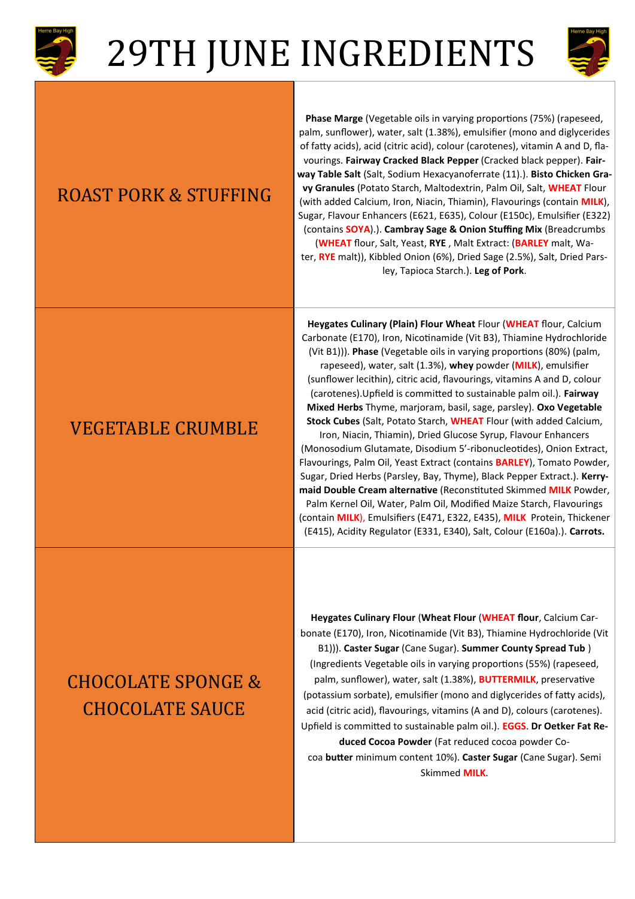# 29TH JUNE INGREDIENTS

| | |
|---|---|
| ROAST PORK & STUFFING | **Phase Marge** (Vegetable oils in varying proportions (75%) (rapeseed, palm, sunflower), water, salt (1.38%), emulsifier (mono and diglycerides of fatty acids), acid (citric acid), colour (carotenes), vitamin A and D, flavourings. **Fairway Cracked Black Pepper** (Cracked black pepper). **Fairway Table Salt** (Salt, Sodium Hexacyanoferrate (11).). **Bisto Chicken Gravy Granules** (Potato Starch, Maltodextrin, Palm Oil, Salt, **WHEAT** Flour (with added Calcium, Iron, Niacin, Thiamin), Flavourings (contain **MILK**), Sugar, Flavour Enhancers (E621, E635), Colour (E150c), Emulsifier (E322) (contains **SOYA**).). **Cambray Sage & Onion Stuffing Mix** (Breadcrumbs (**WHEAT** flour, Salt, Yeast, **RYE** , Malt Extract: (**BARLEY** malt, Water, **RYE** malt)), Kibbled Onion (6%), Dried Sage (2.5%), Salt, Dried Parsley, Tapioca Starch.). **Leg of Pork**. |
| VEGETABLE CRUMBLE | **Heygates Culinary (Plain) Flour Wheat** Flour (**WHEAT** flour, Calcium Carbonate (E170), Iron, Nicotinamide (Vit B3), Thiamine Hydrochloride (Vit B1))). **Phase** (Vegetable oils in varying proportions (80%) (palm, rapeseed), water, salt (1.3%), **whey** powder (**MILK**), emulsifier (sunflower lecithin), citric acid, flavourings, vitamins A and D, colour (carotenes).Upfield is committed to sustainable palm oil.). **Fairway Mixed Herbs** Thyme, marjoram, basil, sage, parsley). **Oxo Vegetable Stock Cubes** (Salt, Potato Starch, **WHEAT** Flour (with added Calcium, Iron, Niacin, Thiamin), Dried Glucose Syrup, Flavour Enhancers (Monosodium Glutamate, Disodium 5'-ribonucleotides), Onion Extract, Flavourings, Palm Oil, Yeast Extract (contains **BARLEY**), Tomato Powder, Sugar, Dried Herbs (Parsley, Bay, Thyme), Black Pepper Extract.). **Kerrymaid Double Cream alternative** (Reconstituted Skimmed **MILK** Powder, Palm Kernel Oil, Water, Palm Oil, Modified Maize Starch, Flavourings (contain **MILK**), Emulsifiers (E471, E322, E435), **MILK** Protein, Thickener (E415), Acidity Regulator (E331, E340), Salt, Colour (E160a).). **Carrots.** |
| CHOCOLATE SPONGE & CHOCOLATE SAUCE | **Heygates Culinary Flour** (**Wheat Flour** (**WHEAT flour**, Calcium Carbonate (E170), Iron, Nicotinamide (Vit B3), Thiamine Hydrochloride (Vit B1))). **Caster Sugar** (Cane Sugar). **Summer County Spread Tub** ) (Ingredients Vegetable oils in varying proportions (55%) (rapeseed, palm, sunflower), water, salt (1.38%), **BUTTERMILK**, preservative (potassium sorbate), emulsifier (mono and diglycerides of fatty acids), acid (citric acid), flavourings, vitamins (A and D), colours (carotenes). Upfield is committed to sustainable palm oil.). **EGGS**. **Dr Oetker Fat Reduced Cocoa Powder** (Fat reduced cocoa powder Cocoa **butter** minimum content 10%). **Caster Sugar** (Cane Sugar). Semi Skimmed **MILK**. |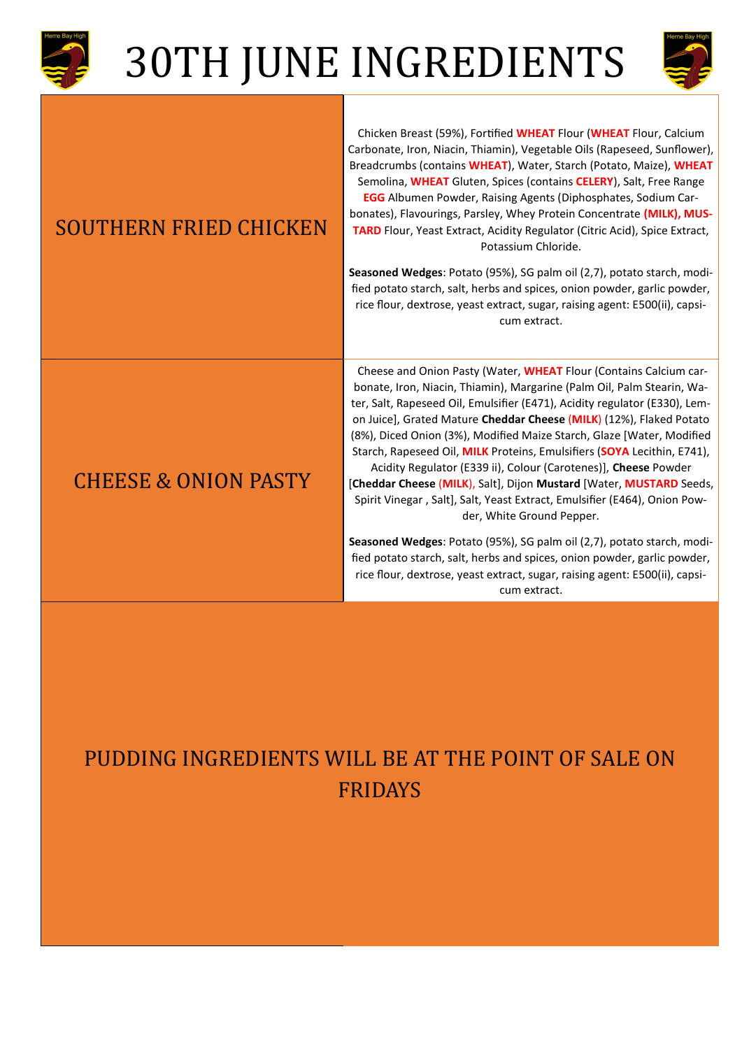# 30TH JUNE INGREDIENTS

| | |
|---|---|
| SOUTHERN FRIED CHICKEN | Chicken Breast (59%), Fortified **WHEAT** Flour (**WHEAT** Flour, Calcium Carbonate, Iron, Niacin, Thiamin), Vegetable Oils (Rapeseed, Sunflower), Breadcrumbs (contains **WHEAT**), Water, Starch (Potato, Maize), **WHEAT** Semolina, **WHEAT** Gluten, Spices (contains **CELERY**), Salt, Free Range **EGG** Albumen Powder, Raising Agents (Diphosphates, Sodium Carbonates), Flavourings, Parsley, Whey Protein Concentrate **(MILK), MUSTARD** Flour, Yeast Extract, Acidity Regulator (Citric Acid), Spice Extract, Potassium Chloride.<br><br>**Seasoned Wedges**: Potato (95%), SG palm oil (2,7), potato starch, modified potato starch, salt, herbs and spices, onion powder, garlic powder, rice flour, dextrose, yeast extract, sugar, raising agent: E500(ii), capsicum extract. |
| CHEESE & ONION PASTY | Cheese and Onion Pasty (Water, **WHEAT** Flour (Contains Calcium carbonate, Iron, Niacin, Thiamin), Margarine (Palm Oil, Palm Stearin, Water, Salt, Rapeseed Oil, Emulsifier (E471), Acidity regulator (E330), Lemon Juice], Grated Mature **Cheddar Cheese** (**MILK**) (12%), Flaked Potato (8%), Diced Onion (3%), Modified Maize Starch, Glaze [Water, Modified Starch, Rapeseed Oil, **MILK** Proteins, Emulsifiers (**SOYA** Lecithin, E741), Acidity Regulator (E339 ii), Colour (Carotenes)], **Cheese** Powder [**Cheddar Cheese** (**MILK**), Salt], Dijon **Mustard** [Water, **MUSTARD** Seeds, Spirit Vinegar , Salt], Salt, Yeast Extract, Emulsifier (E464), Onion Powder, White Ground Pepper.<br><br>**Seasoned Wedges**: Potato (95%), SG palm oil (2,7), potato starch, modified potato starch, salt, herbs and spices, onion powder, garlic powder, rice flour, dextrose, yeast extract, sugar, raising agent: E500(ii), capsicum extract. |

PUDDING INGREDIENTS WILL BE AT THE POINT OF SALE ON FRIDAYS